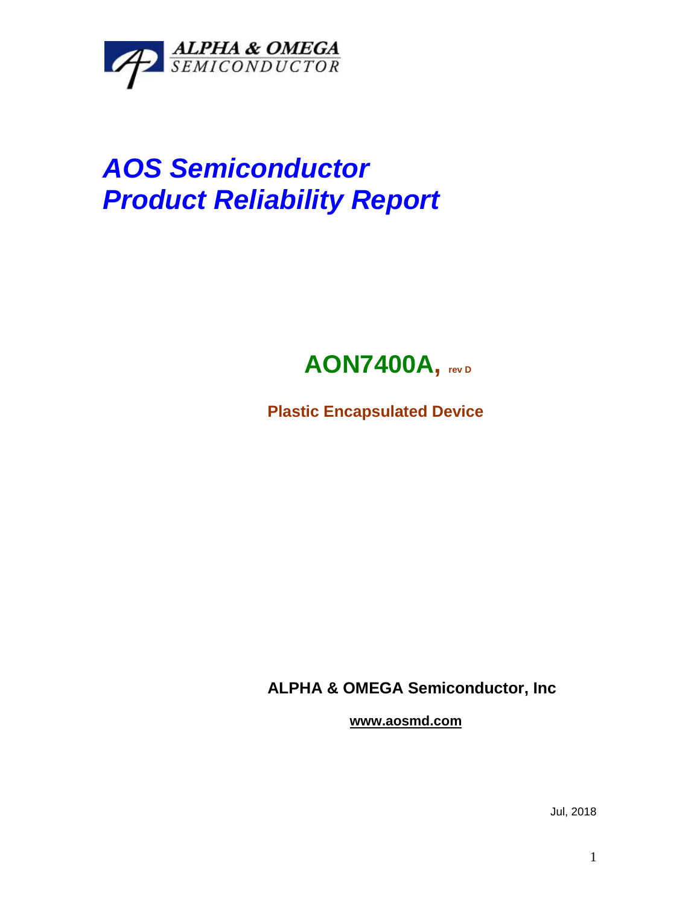ALPHA & OMEGA
SEMICONDUCTOR

# *AOS Semiconductor*
# *Product Reliability Report*

## AON7400A, rev D

**Plastic Encapsulated Device**

**ALPHA & OMEGA Semiconductor, Inc**

**www.aosmd.com**

Jul, 2018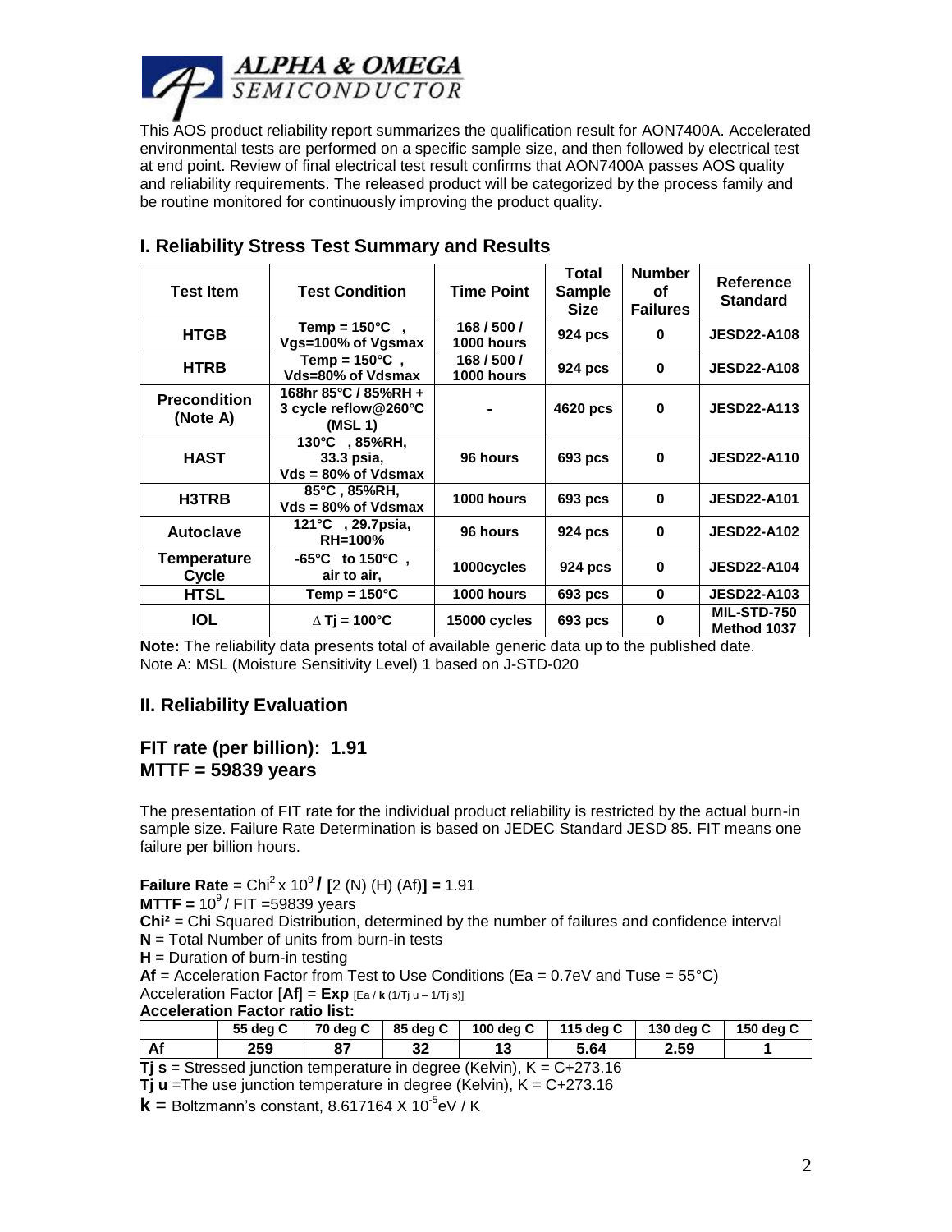**ALPHA & OMEGA SEMICONDUCTOR**

This AOS product reliability report summarizes the qualification result for AON7400A. Accelerated environmental tests are performed on a specific sample size, and then followed by electrical test at end point. Review of final electrical test result confirms that AON7400A passes AOS quality and reliability requirements. The released product will be categorized by the process family and be routine monitored for continuously improving the product quality.

## I. Reliability Stress Test Summary and Results

| Test Item | Test Condition | Time Point | Total Sample Size | Number of Failures | Reference Standard |
|---|---|---|---|---|---|
| HTGB | Temp = 150°C , Vgs=100% of Vgsmax | 168 / 500 / 1000 hours | 924 pcs | 0 | JESD22-A108 |
| HTRB | Temp = 150°C , Vds=80% of Vdsmax | 168 / 500 / 1000 hours | 924 pcs | 0 | JESD22-A108 |
| Precondition (Note A) | 168hr 85°C / 85%RH + 3 cycle reflow@260°C (MSL 1) | - | 4620 pcs | 0 | JESD22-A113 |
| HAST | 130°C , 85%RH, 33.3 psia, Vds = 80% of Vdsmax | 96 hours | 693 pcs | 0 | JESD22-A110 |
| H3TRB | 85°C , 85%RH, Vds = 80% of Vdsmax | 1000 hours | 693 pcs | 0 | JESD22-A101 |
| Autoclave | 121°C , 29.7psia, RH=100% | 96 hours | 924 pcs | 0 | JESD22-A102 |
| Temperature Cycle | -65°C to 150°C , air to air, | 1000cycles | 924 pcs | 0 | JESD22-A104 |
| HTSL | Temp = 150°C | 1000 hours | 693 pcs | 0 | JESD22-A103 |
| IOL | $\Delta$ Tj = 100°C | 15000 cycles | 693 pcs | 0 | MIL-STD-750 Method 1037 |

**Note:** The reliability data presents total of available generic data up to the published date.
Note A: MSL (Moisture Sensitivity Level) 1 based on J-STD-020

## II. Reliability Evaluation

### FIT rate (per billion): 1.91
### MTTF = 59839 years

The presentation of FIT rate for the individual product reliability is restricted by the actual burn-in sample size. Failure Rate Determination is based on JEDEC Standard JESD 85. FIT means one failure per billion hours.

**Failure Rate** = $Chi^2 \times 10^9$ **/ [**2 (N) (H) (Af)**] =** 1.91

**MTTF =** $10^9$ / FIT =59839 years

**Chi²** = Chi Squared Distribution, determined by the number of failures and confidence interval

**N** = Total Number of units from burn-in tests

**H** = Duration of burn-in testing

**Af** = Acceleration Factor from Test to Use Conditions (Ea = 0.7eV and Tuse = 55°C)

Acceleration Factor [**Af**] = **Exp** [Ea / **k** (1/Tj u – 1/Tj s)]

**Acceleration Factor ratio list:**

| | 55 deg C | 70 deg C | 85 deg C | 100 deg C | 115 deg C | 130 deg C | 150 deg C |
|---|---|---|---|---|---|---|---|
| Af | 259 | 87 | 32 | 13 | 5.64 | 2.59 | 1 |

**Tj s** = Stressed junction temperature in degree (Kelvin), K = C+273.16

**Tj u** =The use junction temperature in degree (Kelvin), K = C+273.16

**k** = Boltzmann's constant, $8.617164 \times 10^{-5}$eV / K